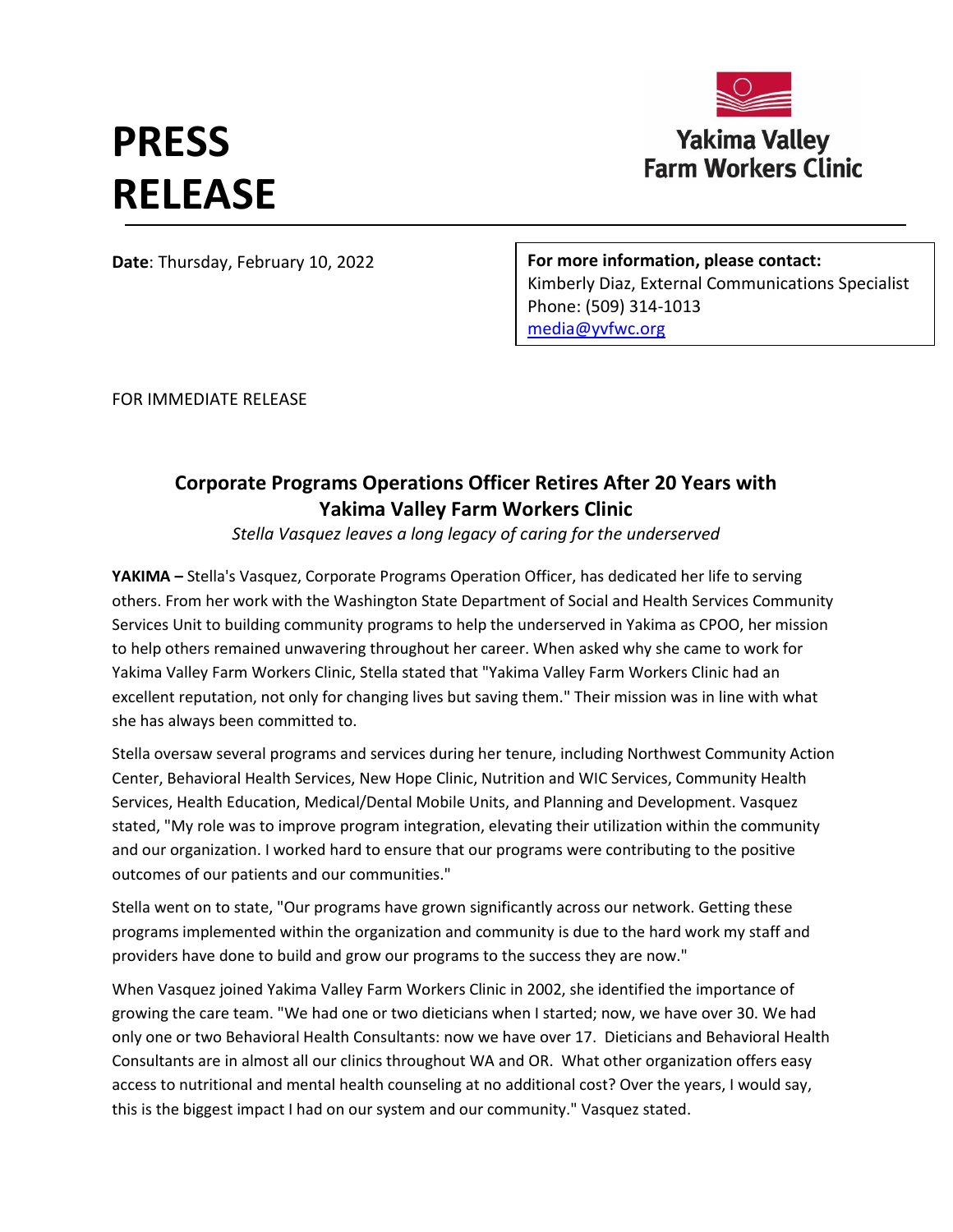# PRESS RELEASE

**Yakima Valley Farm Workers Clinic**

**Date**: Thursday, February 10, 2022

**For more information, please contact:**
Kimberly Diaz, External Communications Specialist
Phone: (509) 314-1013
media@yvfwc.org

FOR IMMEDIATE RELEASE

## Corporate Programs Operations Officer Retires After 20 Years with Yakima Valley Farm Workers Clinic

*Stella Vasquez leaves a long legacy of caring for the underserved*

**YAKIMA –** Stella's Vasquez, Corporate Programs Operation Officer, has dedicated her life to serving others. From her work with the Washington State Department of Social and Health Services Community Services Unit to building community programs to help the underserved in Yakima as CPOO, her mission to help others remained unwavering throughout her career. When asked why she came to work for Yakima Valley Farm Workers Clinic, Stella stated that "Yakima Valley Farm Workers Clinic had an excellent reputation, not only for changing lives but saving them." Their mission was in line with what she has always been committed to.

Stella oversaw several programs and services during her tenure, including Northwest Community Action Center, Behavioral Health Services, New Hope Clinic, Nutrition and WIC Services, Community Health Services, Health Education, Medical/Dental Mobile Units, and Planning and Development. Vasquez stated, "My role was to improve program integration, elevating their utilization within the community and our organization. I worked hard to ensure that our programs were contributing to the positive outcomes of our patients and our communities."

Stella went on to state, "Our programs have grown significantly across our network. Getting these programs implemented within the organization and community is due to the hard work my staff and providers have done to build and grow our programs to the success they are now."

When Vasquez joined Yakima Valley Farm Workers Clinic in 2002, she identified the importance of growing the care team. "We had one or two dieticians when I started; now, we have over 30. We had only one or two Behavioral Health Consultants: now we have over 17. Dieticians and Behavioral Health Consultants are in almost all our clinics throughout WA and OR. What other organization offers easy access to nutritional and mental health counseling at no additional cost? Over the years, I would say, this is the biggest impact I had on our system and our community." Vasquez stated.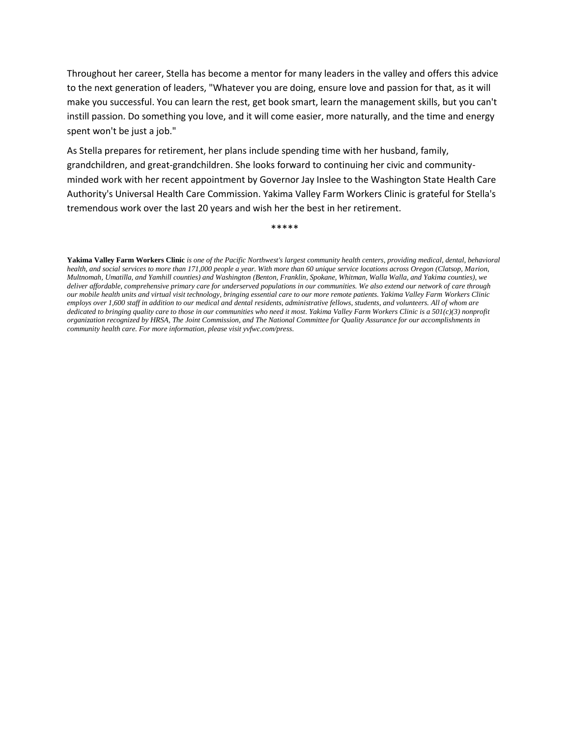Throughout her career, Stella has become a mentor for many leaders in the valley and offers this advice to the next generation of leaders, "Whatever you are doing, ensure love and passion for that, as it will make you successful. You can learn the rest, get book smart, learn the management skills, but you can't instill passion. Do something you love, and it will come easier, more naturally, and the time and energy spent won't be just a job."

As Stella prepares for retirement, her plans include spending time with her husband, family, grandchildren, and great-grandchildren. She looks forward to continuing her civic and community-minded work with her recent appointment by Governor Jay Inslee to the Washington State Health Care Authority's Universal Health Care Commission. Yakima Valley Farm Workers Clinic is grateful for Stella's tremendous work over the last 20 years and wish her the best in her retirement.

*****

**Yakima Valley Farm Workers Clinic** *is one of the Pacific Northwest's largest community health centers, providing medical, dental, behavioral health, and social services to more than 171,000 people a year. With more than 60 unique service locations across Oregon (Clatsop, Marion, Multnomah, Umatilla, and Yamhill counties) and Washington (Benton, Franklin, Spokane, Whitman, Walla Walla, and Yakima counties), we deliver affordable, comprehensive primary care for underserved populations in our communities. We also extend our network of care through our mobile health units and virtual visit technology, bringing essential care to our more remote patients. Yakima Valley Farm Workers Clinic employs over 1,600 staff in addition to our medical and dental residents, administrative fellows, students, and volunteers. All of whom are dedicated to bringing quality care to those in our communities who need it most. Yakima Valley Farm Workers Clinic is a 501(c)(3) nonprofit organization recognized by HRSA, The Joint Commission, and The National Committee for Quality Assurance for our accomplishments in community health care. For more information, please visit yvfwc.com/press.*